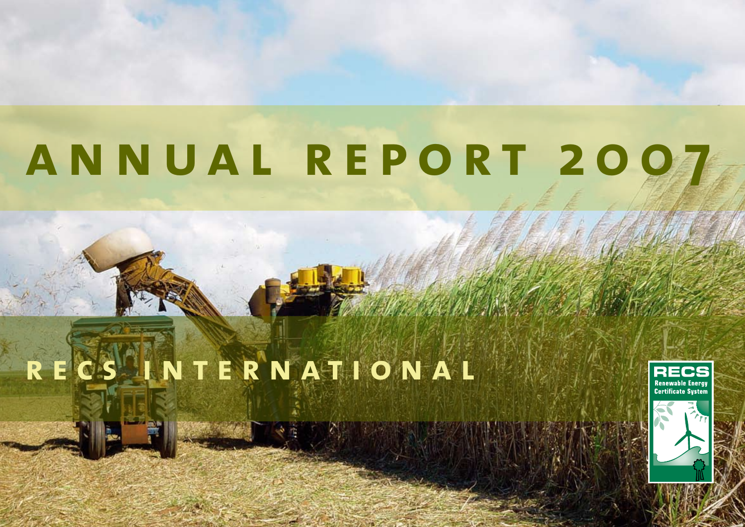# ANNUAL REPORT 2007

## RECS INTERNATIONAL

RECS
Renewable Energy Certificate System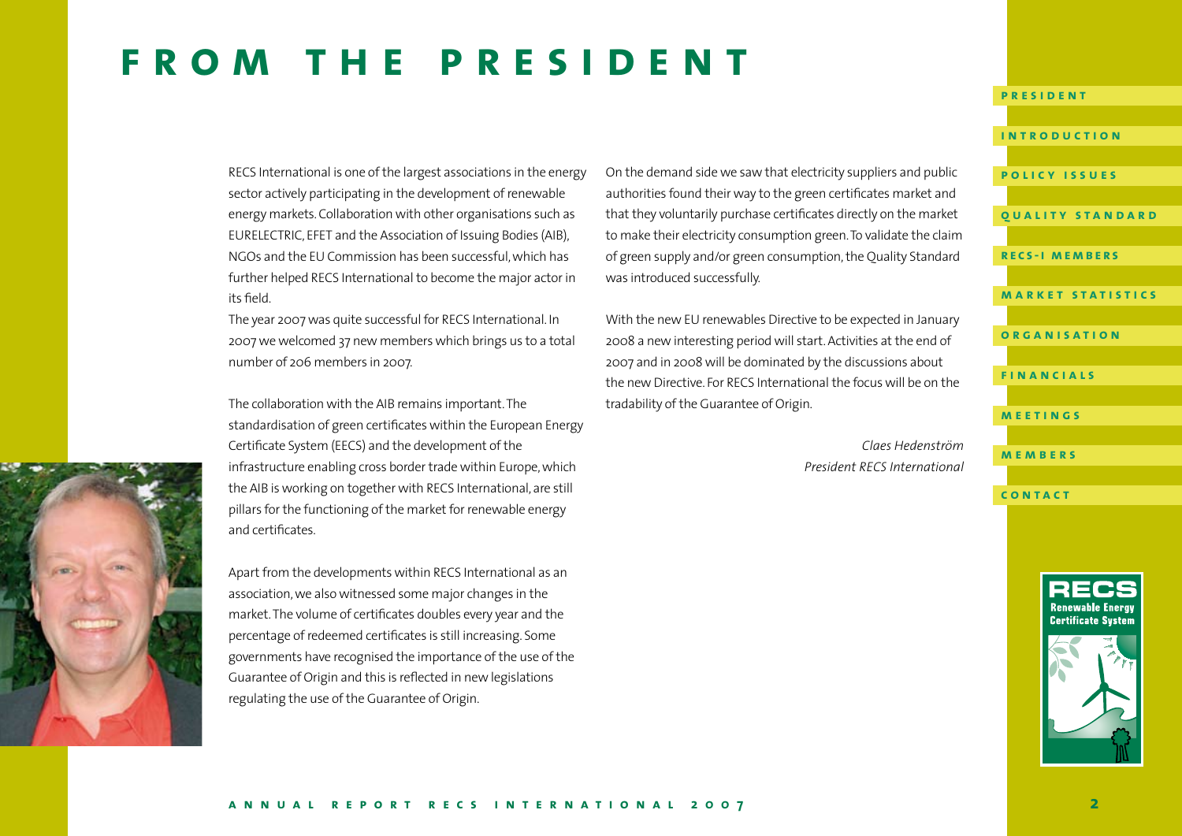# FROM THE PRESIDENT

RECS International is one of the largest associations in the energy sector actively participating in the development of renewable energy markets. Collaboration with other organisations such as EURELECTRIC, EFET and the Association of Issuing Bodies (AIB), NGOs and the EU Commission has been successful, which has further helped RECS International to become the major actor in its field.

The year 2007 was quite successful for RECS International. In 2007 we welcomed 37 new members which brings us to a total number of 206 members in 2007.

The collaboration with the AIB remains important. The standardisation of green certificates within the European Energy Certificate System (EECS) and the development of the infrastructure enabling cross border trade within Europe, which the AIB is working on together with RECS International, are still pillars for the functioning of the market for renewable energy and certificates.

Apart from the developments within RECS International as an association, we also witnessed some major changes in the market. The volume of certificates doubles every year and the percentage of redeemed certificates is still increasing. Some governments have recognised the importance of the use of the Guarantee of Origin and this is reflected in new legislations regulating the use of the Guarantee of Origin.

On the demand side we saw that electricity suppliers and public authorities found their way to the green certificates market and that they voluntarily purchase certificates directly on the market to make their electricity consumption green. To validate the claim of green supply and/or green consumption, the Quality Standard was introduced successfully.

With the new EU renewables Directive to be expected in January 2008 a new interesting period will start. Activities at the end of 2007 and in 2008 will be dominated by the discussions about the new Directive. For RECS International the focus will be on the tradability of the Guarantee of Origin.

*Claes Hedenström*
*President RECS International*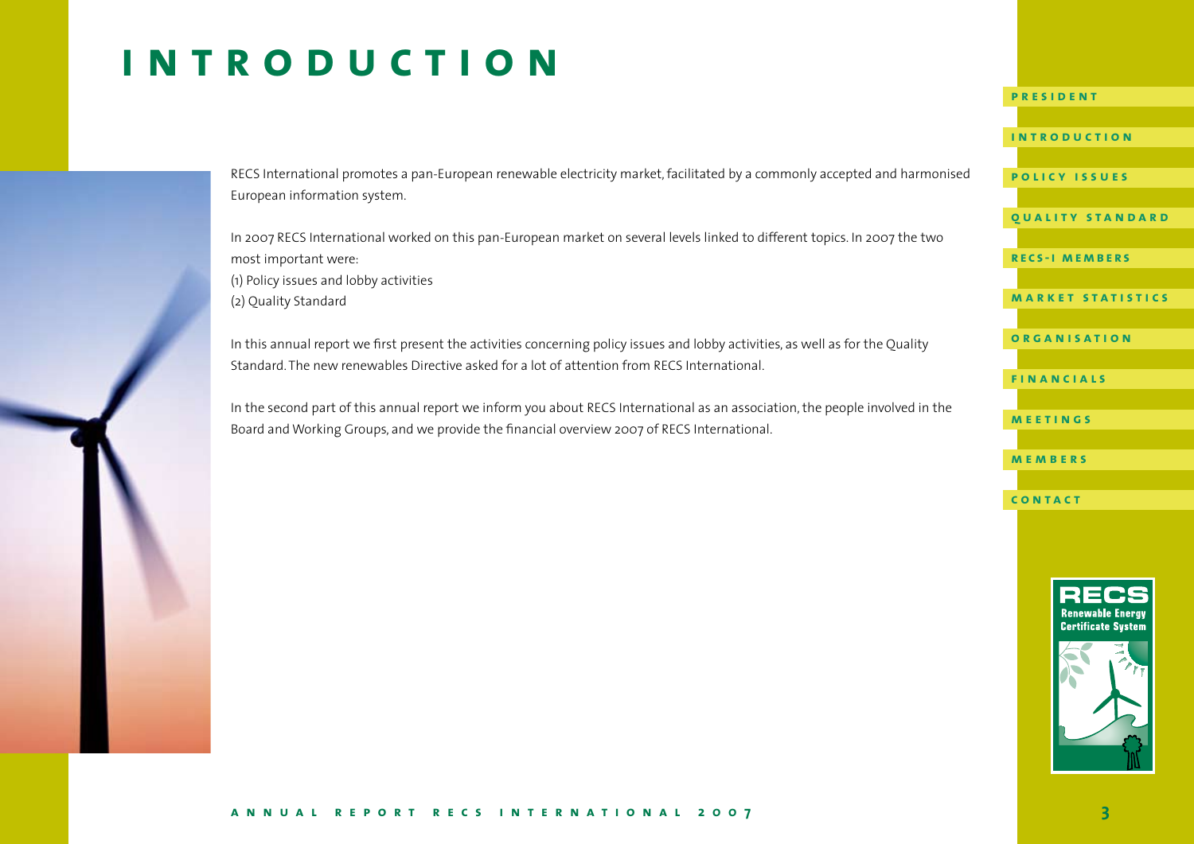# INTRODUCTION

RECS International promotes a pan-European renewable electricity market, facilitated by a commonly accepted and harmonised European information system.

In 2007 RECS International worked on this pan-European market on several levels linked to different topics. In 2007 the two most important were:
(1) Policy issues and lobby activities
(2) Quality Standard

In this annual report we first present the activities concerning policy issues and lobby activities, as well as for the Quality Standard. The new renewables Directive asked for a lot of attention from RECS International.

In the second part of this annual report we inform you about RECS International as an association, the people involved in the Board and Working Groups, and we provide the financial overview 2007 of RECS International.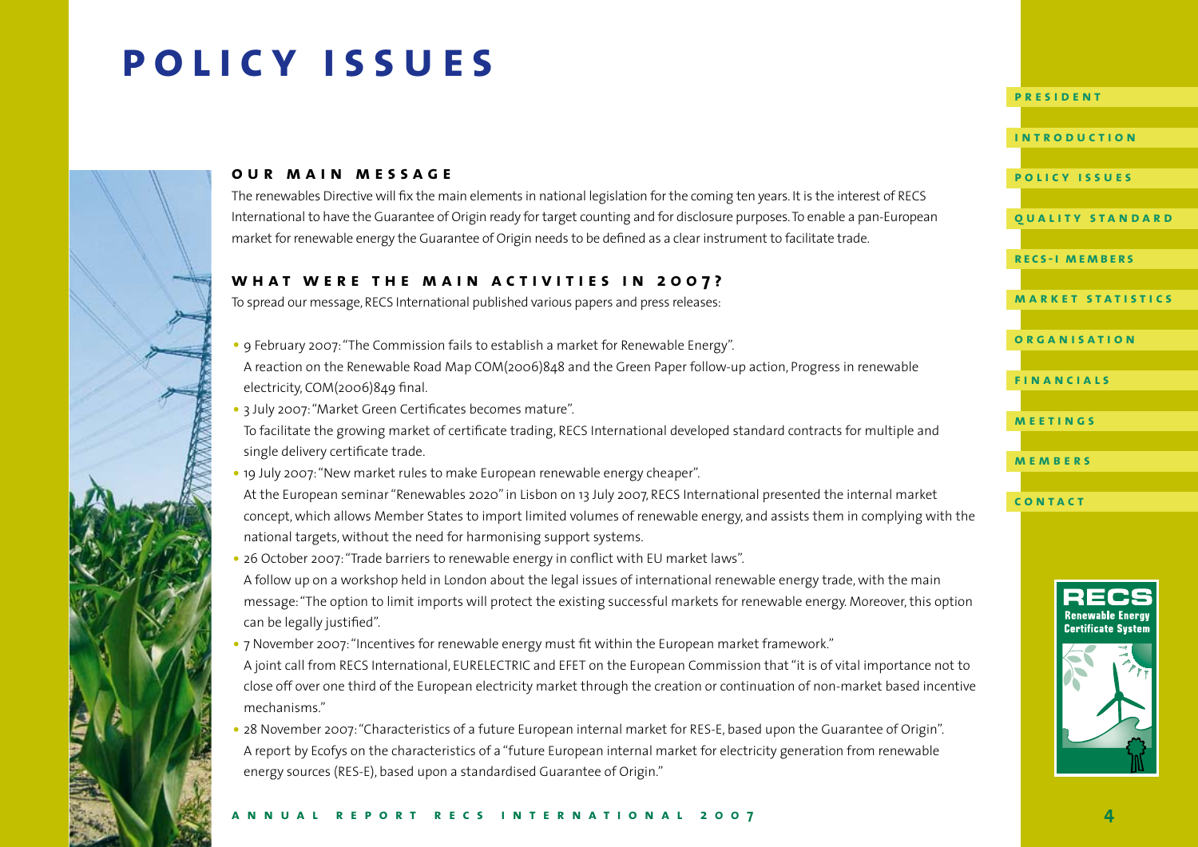# POLICY ISSUES

## OUR MAIN MESSAGE

The renewables Directive will fix the main elements in national legislation for the coming ten years. It is the interest of RECS International to have the Guarantee of Origin ready for target counting and for disclosure purposes. To enable a pan-European market for renewable energy the Guarantee of Origin needs to be defined as a clear instrument to facilitate trade.

## WHAT WERE THE MAIN ACTIVITIES IN 2007?

To spread our message, RECS International published various papers and press releases:

- 9 February 2007: "The Commission fails to establish a market for Renewable Energy".
  A reaction on the Renewable Road Map COM(2006)848 and the Green Paper follow-up action, Progress in renewable electricity, COM(2006)849 final.
- 3 July 2007: "Market Green Certificates becomes mature".
  To facilitate the growing market of certificate trading, RECS International developed standard contracts for multiple and single delivery certificate trade.
- 19 July 2007: "New market rules to make European renewable energy cheaper".
  At the European seminar "Renewables 2020" in Lisbon on 13 July 2007, RECS International presented the internal market concept, which allows Member States to import limited volumes of renewable energy, and assists them in complying with the national targets, without the need for harmonising support systems.
- 26 October 2007: "Trade barriers to renewable energy in conflict with EU market laws".
  A follow up on a workshop held in London about the legal issues of international renewable energy trade, with the main message: "The option to limit imports will protect the existing successful markets for renewable energy. Moreover, this option can be legally justified".
- 7 November 2007: "Incentives for renewable energy must fit within the European market framework."
  A joint call from RECS International, EURELECTRIC and EFET on the European Commission that "it is of vital importance not to close off over one third of the European electricity market through the creation or continuation of non-market based incentive mechanisms."
- 28 November 2007: "Characteristics of a future European internal market for RES-E, based upon the Guarantee of Origin".
  A report by Ecofys on the characteristics of a "future European internal market for electricity generation from renewable energy sources (RES-E), based upon a standardised Guarantee of Origin."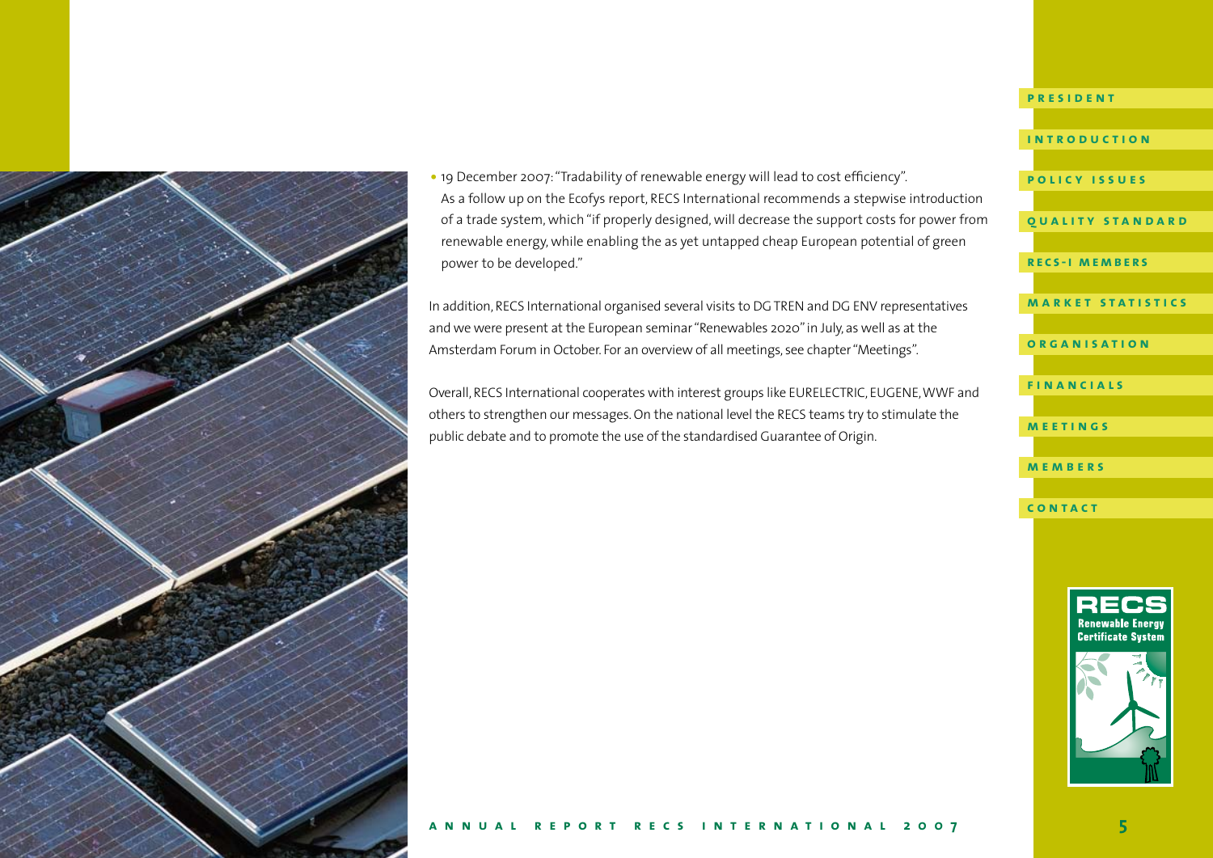- 19 December 2007: "Tradability of renewable energy will lead to cost efficiency".
  As a follow up on the Ecofys report, RECS International recommends a stepwise introduction of a trade system, which "if properly designed, will decrease the support costs for power from renewable energy, while enabling the as yet untapped cheap European potential of green power to be developed."

In addition, RECS International organised several visits to DG TREN and DG ENV representatives and we were present at the European seminar "Renewables 2020" in July, as well as at the Amsterdam Forum in October. For an overview of all meetings, see chapter "Meetings".

Overall, RECS International cooperates with interest groups like EURELECTRIC, EUGENE, WWF and others to strengthen our messages. On the national level the RECS teams try to stimulate the public debate and to promote the use of the standardised Guarantee of Origin.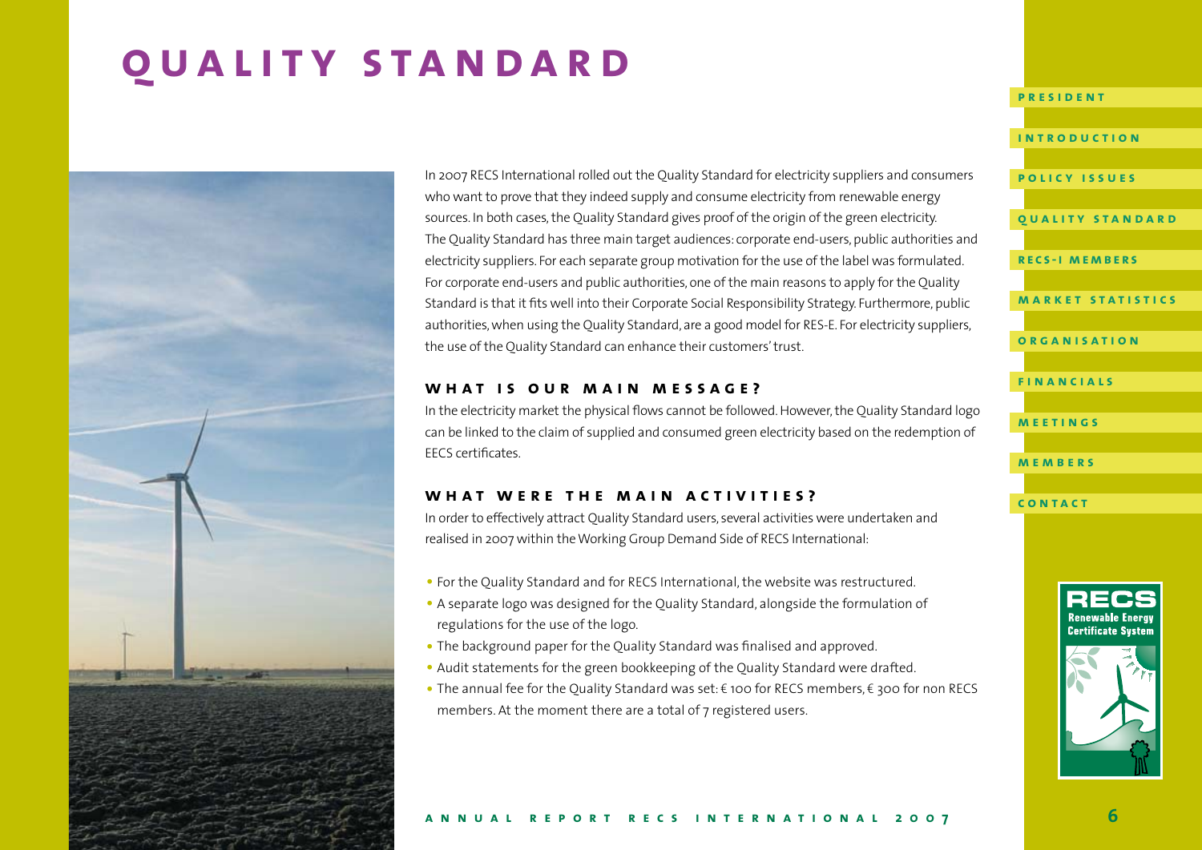# QUALITY STANDARD

In 2007 RECS International rolled out the Quality Standard for electricity suppliers and consumers who want to prove that they indeed supply and consume electricity from renewable energy sources. In both cases, the Quality Standard gives proof of the origin of the green electricity. The Quality Standard has three main target audiences: corporate end-users, public authorities and electricity suppliers. For each separate group motivation for the use of the label was formulated. For corporate end-users and public authorities, one of the main reasons to apply for the Quality Standard is that it fits well into their Corporate Social Responsibility Strategy. Furthermore, public authorities, when using the Quality Standard, are a good model for RES-E. For electricity suppliers, the use of the Quality Standard can enhance their customers' trust.

## WHAT IS OUR MAIN MESSAGE?

In the electricity market the physical flows cannot be followed. However, the Quality Standard logo can be linked to the claim of supplied and consumed green electricity based on the redemption of EECS certificates.

## WHAT WERE THE MAIN ACTIVITIES?

In order to effectively attract Quality Standard users, several activities were undertaken and realised in 2007 within the Working Group Demand Side of RECS International:

- For the Quality Standard and for RECS International, the website was restructured.
- A separate logo was designed for the Quality Standard, alongside the formulation of regulations for the use of the logo.
- The background paper for the Quality Standard was finalised and approved.
- Audit statements for the green bookkeeping of the Quality Standard were drafted.
- The annual fee for the Quality Standard was set: € 100 for RECS members, € 300 for non RECS members. At the moment there are a total of 7 registered users.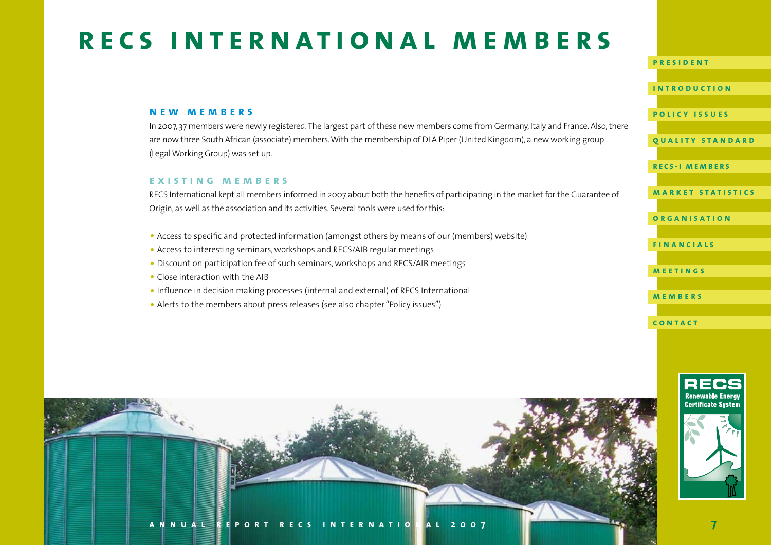# RECS INTERNATIONAL MEMBERS

## NEW MEMBERS

In 2007, 37 members were newly registered. The largest part of these new members come from Germany, Italy and France. Also, there are now three South African (associate) members. With the membership of DLA Piper (United Kingdom), a new working group (Legal Working Group) was set up.

## EXISTING MEMBERS

RECS International kept all members informed in 2007 about both the benefits of participating in the market for the Guarantee of Origin, as well as the association and its activities. Several tools were used for this:

- Access to specific and protected information (amongst others by means of our (members) website)
- Access to interesting seminars, workshops and RECS/AIB regular meetings
- Discount on participation fee of such seminars, workshops and RECS/AIB meetings
- Close interaction with the AIB
- Influence in decision making processes (internal and external) of RECS International
- Alerts to the members about press releases (see also chapter "Policy issues")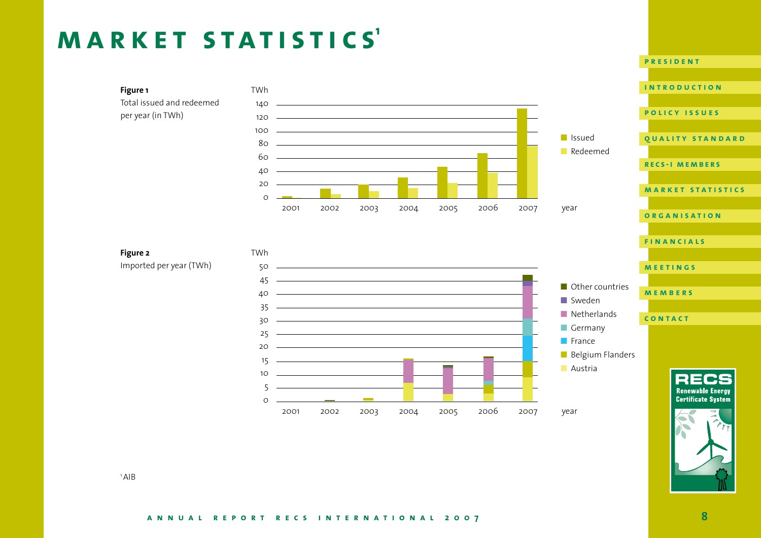# MARKET STATISTICS[1]

**Figure 1**
Total issued and redeemed per year (in TWh)

**Figure 2**
Imported per year (TWh)

[1] AIB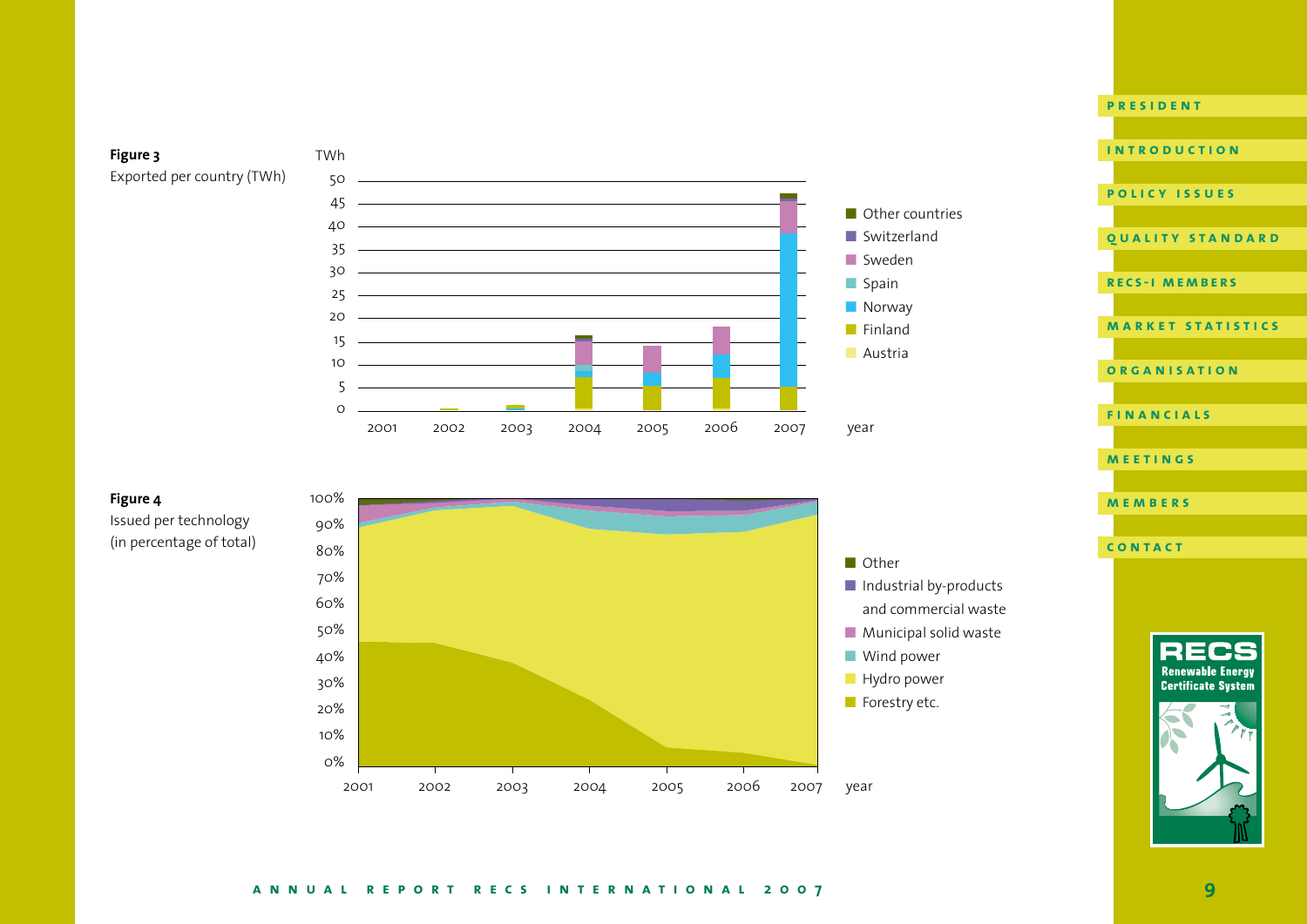**Figure 3**

Exported per country (TWh)

**Figure 4**

Issued per technology (in percentage of total)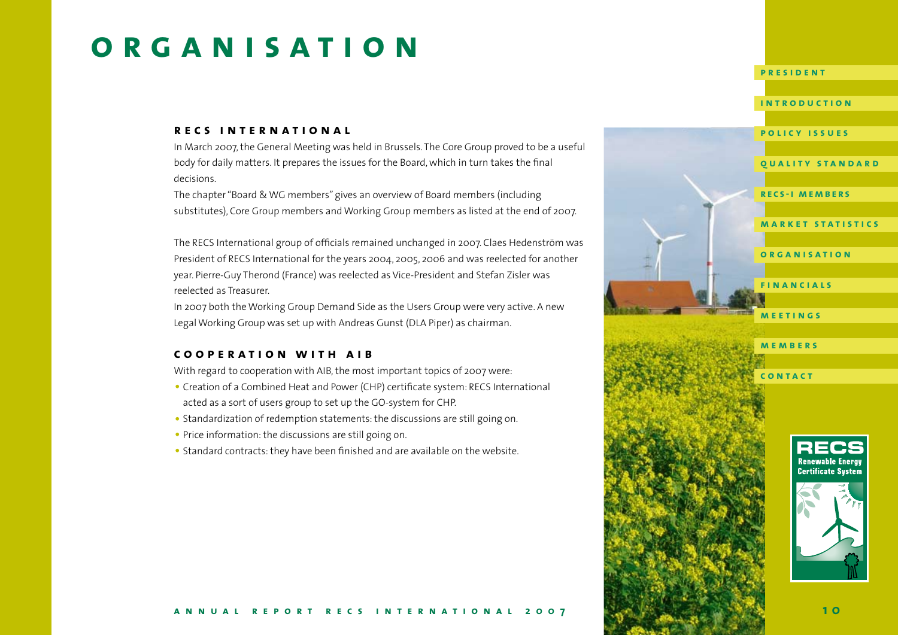# ORGANISATION

## RECS INTERNATIONAL

In March 2007, the General Meeting was held in Brussels. The Core Group proved to be a useful body for daily matters. It prepares the issues for the Board, which in turn takes the final decisions.

The chapter "Board & WG members" gives an overview of Board members (including substitutes), Core Group members and Working Group members as listed at the end of 2007.

The RECS International group of officials remained unchanged in 2007. Claes Hedenström was President of RECS International for the years 2004, 2005, 2006 and was reelected for another year. Pierre-Guy Therond (France) was reelected as Vice-President and Stefan Zisler was reelected as Treasurer.

In 2007 both the Working Group Demand Side as the Users Group were very active. A new Legal Working Group was set up with Andreas Gunst (DLA Piper) as chairman.

## COOPERATION WITH AIB

With regard to cooperation with AIB, the most important topics of 2007 were:

- Creation of a Combined Heat and Power (CHP) certificate system: RECS International acted as a sort of users group to set up the GO-system for CHP.
- Standardization of redemption statements: the discussions are still going on.
- Price information: the discussions are still going on.
- Standard contracts: they have been finished and are available on the website.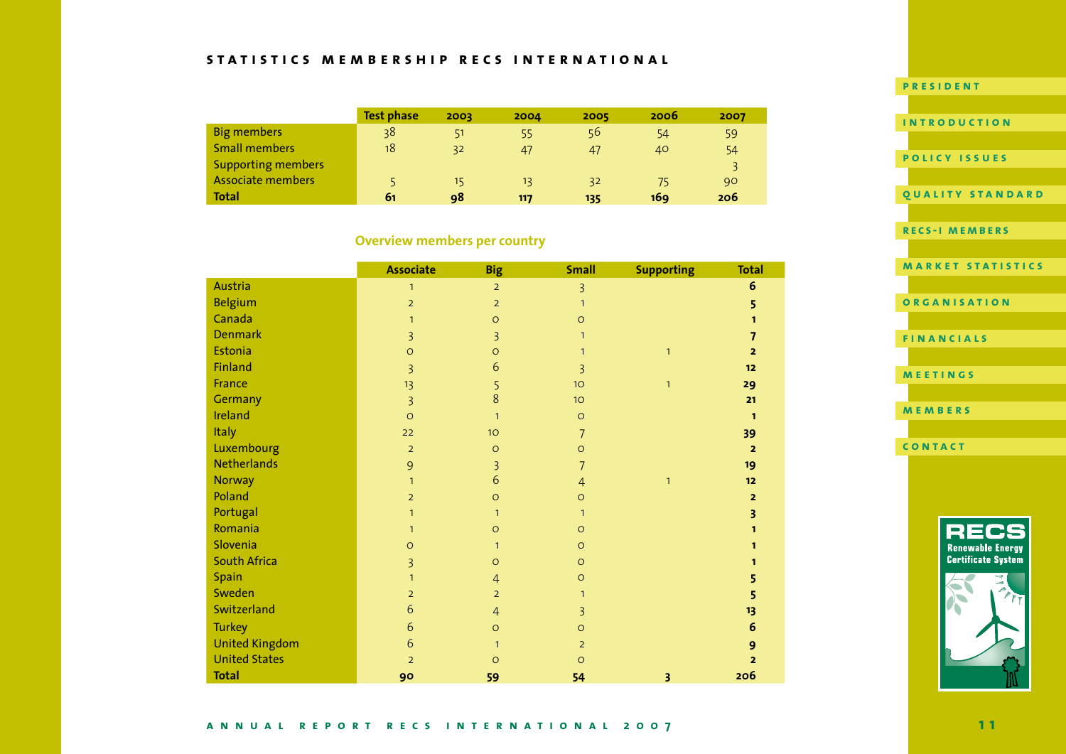## STATISTICS MEMBERSHIP RECS INTERNATIONAL

| | Test phase | 2003 | 2004 | 2005 | 2006 | 2007 |
|---|---|---|---|---|---|---|
| Big members | 38 | 51 | 55 | 56 | 54 | 59 |
| Small members | 18 | 32 | 47 | 47 | 40 | 54 |
| Supporting members | | | | | | 3 |
| Associate members | 5 | 15 | 13 | 32 | 75 | 90 |
| **Total** | **61** | **98** | **117** | **135** | **169** | **206** |

### Overview members per country

| | Associate | Big | Small | Supporting | Total |
|---|---|---|---|---|---|
| Austria | 1 | 2 | 3 | | **6** |
| Belgium | 2 | 2 | 1 | | **5** |
| Canada | 1 | 0 | 0 | | **1** |
| Denmark | 3 | 3 | 1 | | **7** |
| Estonia | 0 | 0 | 1 | 1 | **2** |
| Finland | 3 | 6 | 3 | | **12** |
| France | 13 | 5 | 10 | 1 | **29** |
| Germany | 3 | 8 | 10 | | **21** |
| Ireland | 0 | 1 | 0 | | **1** |
| Italy | 22 | 10 | 7 | | **39** |
| Luxembourg | 2 | 0 | 0 | | **2** |
| Netherlands | 9 | 3 | 7 | | **19** |
| Norway | 1 | 6 | 4 | 1 | **12** |
| Poland | 2 | 0 | 0 | | **2** |
| Portugal | 1 | 1 | 1 | | **3** |
| Romania | 1 | 0 | 0 | | **1** |
| Slovenia | 0 | 1 | 0 | | **1** |
| South Africa | 3 | 0 | 0 | | **1** |
| Spain | 1 | 4 | 0 | | **5** |
| Sweden | 2 | 2 | 1 | | **5** |
| Switzerland | 6 | 4 | 3 | | **13** |
| Turkey | 6 | 0 | 0 | | **6** |
| United Kingdom | 6 | 1 | 2 | | **9** |
| United States | 2 | 0 | 0 | | **2** |
| **Total** | **90** | **59** | **54** | **3** | **206** |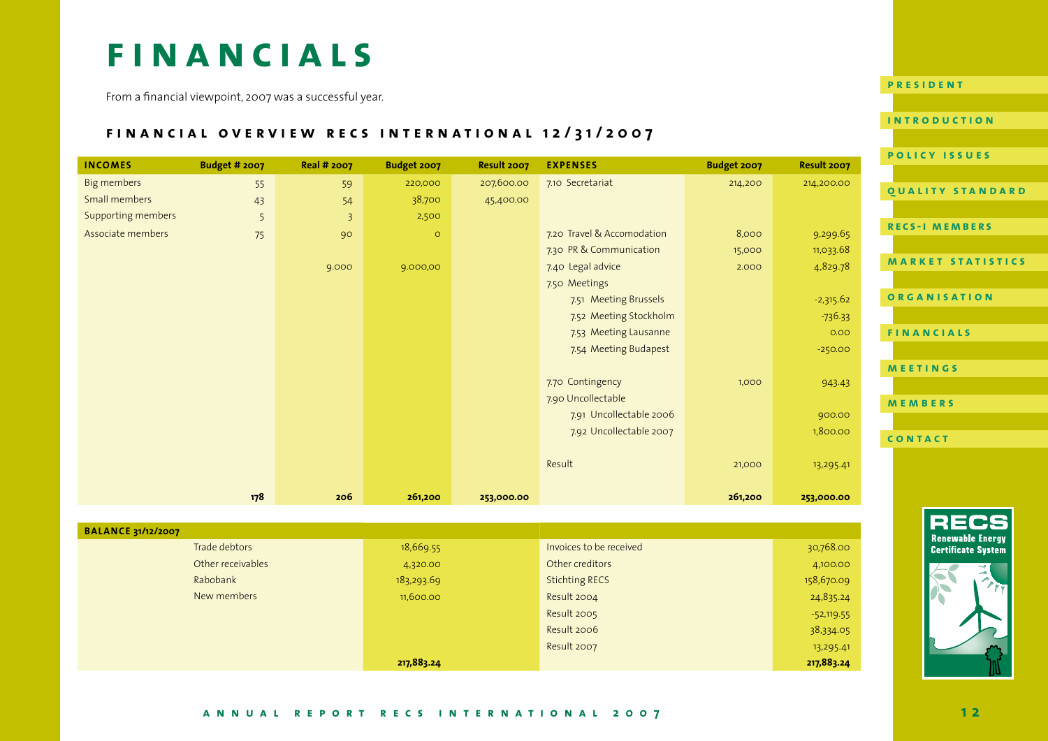# FINANCIALS

From a financial viewpoint, 2007 was a successful year.

## FINANCIAL OVERVIEW RECS INTERNATIONAL 12/31/2007

| INCOMES | Budget # 2007 | Real # 2007 | Budget 2007 | Result 2007 | EXPENSES | Budget 2007 | Result 2007 |
|---|---|---|---|---|---|---|---|
| Big members | 55 | 59 | 220,000 | 207,600.00 | 7.10 Secretariat | 214,200 | 214,200.00 |
| Small members | 43 | 54 | 38,700 | 45,400.00 | | | |
| Supporting members | 5 | 3 | 2,500 | | | | |
| Associate members | 75 | 90 | 0 | | 7.20 Travel & Accomodation | 8,000 | 9,299.65 |
| | | | | | 7.30 PR & Communication | 15,000 | 11,033.68 |
| | | 9.000 | 9.000,00 | | 7.40 Legal advice | 2.000 | 4,829.78 |
| | | | | | 7.50 Meetings | | |
| | | | | | 7.51 Meeting Brussels | | -2,315.62 |
| | | | | | 7.52 Meeting Stockholm | | -736.33 |
| | | | | | 7.53 Meeting Lausanne | | 0.00 |
| | | | | | 7.54 Meeting Budapest | | -250.00 |
| | | | | | 7.70 Contingency | 1,000 | 943.43 |
| | | | | | 7.90 Uncollectable | | |
| | | | | | 7.91 Uncollectable 2006 | | 900.00 |
| | | | | | 7.92 Uncollectable 2007 | | 1,800.00 |
| | | | | | Result | 21,000 | 13,295.41 |
| | **178** | **206** | **261,200** | **253,000.00** | | **261,200** | **253,000.00** |

| BALANCE 31/12/2007 | | | |
|---|---|---|---|
| Trade debtors | 18,669.55 | Invoices to be received | 30,768.00 |
| Other receivables | 4,320.00 | Other creditors | 4,100.00 |
| Rabobank | 183,293.69 | Stichting RECS | 158,670.09 |
| New members | 11,600.00 | Result 2004 | 24,835.24 |
| | | Result 2005 | -52,119.55 |
| | | Result 2006 | 38,334.05 |
| | | Result 2007 | 13,295.41 |
| | **217,883.24** | | **217,883.24** |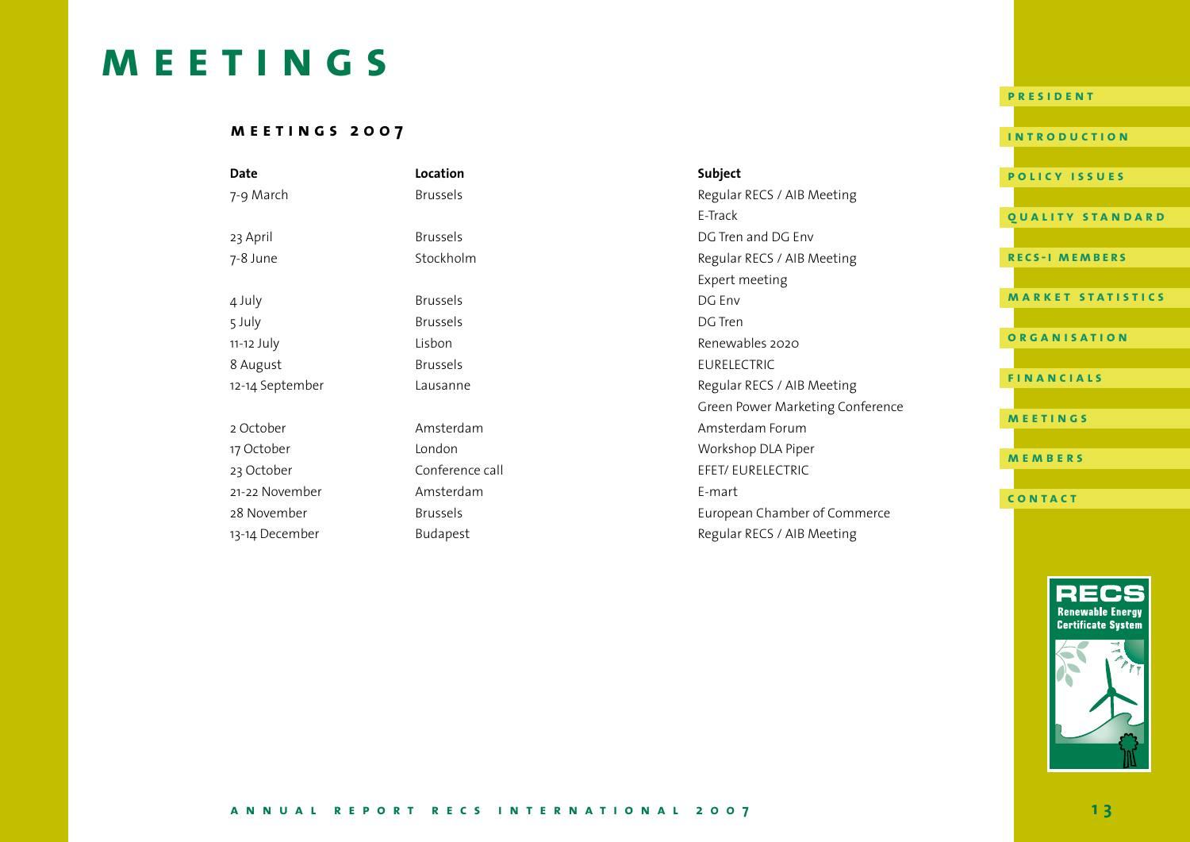# MEETINGS

## MEETINGS 2007

| Date | Location | Subject |
|---|---|---|
| 7-9 March | Brussels | Regular RECS / AIB Meeting |
| | | E-Track |
| 23 April | Brussels | DG Tren and DG Env |
| 7-8 June | Stockholm | Regular RECS / AIB Meeting |
| | | Expert meeting |
| 4 July | Brussels | DG Env |
| 5 July | Brussels | DG Tren |
| 11-12 July | Lisbon | Renewables 2020 |
| 8 August | Brussels | EURELECTRIC |
| 12-14 September | Lausanne | Regular RECS / AIB Meeting |
| | | Green Power Marketing Conference |
| 2 October | Amsterdam | Amsterdam Forum |
| 17 October | London | Workshop DLA Piper |
| 23 October | Conference call | EFET/ EURELECTRIC |
| 21-22 November | Amsterdam | E-mart |
| 28 November | Brussels | European Chamber of Commerce |
| 13-14 December | Budapest | Regular RECS / AIB Meeting |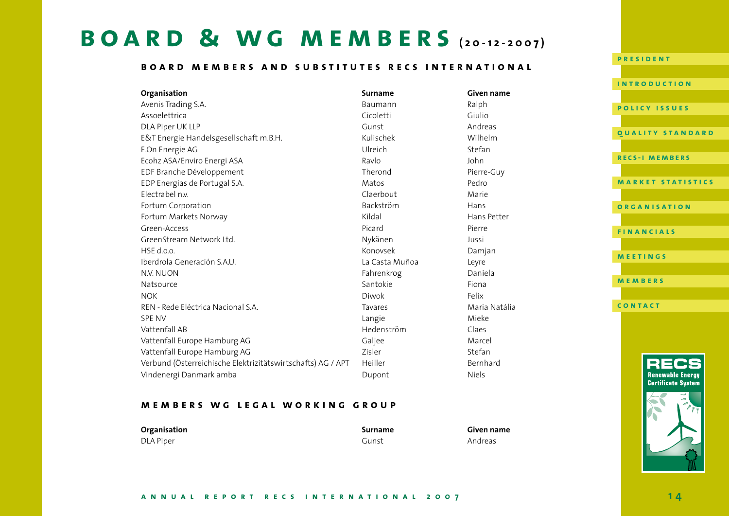# BOARD & WG MEMBERS (20-12-2007)

## BOARD MEMBERS AND SUBSTITUTES RECS INTERNATIONAL

| Organisation | Surname | Given name |
|---|---|---|
| Avenis Trading S.A. | Baumann | Ralph |
| Assoelettrica | Cicoletti | Giulio |
| DLA Piper UK LLP | Gunst | Andreas |
| E&T Energie Handelsgesellschaft m.B.H. | Kulischek | Wilhelm |
| E.On Energie AG | Ulreich | Stefan |
| Ecohz ASA/Enviro Energi ASA | Ravlo | John |
| EDF Branche Développement | Therond | Pierre-Guy |
| EDP Energias de Portugal S.A. | Matos | Pedro |
| Electrabel n.v. | Claerbout | Marie |
| Fortum Corporation | Backström | Hans |
| Fortum Markets Norway | Kildal | Hans Petter |
| Green-Access | Picard | Pierre |
| GreenStream Network Ltd. | Nykänen | Jussi |
| HSE d.o.o. | Konovsek | Damjan |
| Iberdrola Generación S.A.U. | La Casta Muñoa | Leyre |
| N.V. NUON | Fahrenkrog | Daniela |
| Natsource | Santokie | Fiona |
| NOK | Diwok | Felix |
| REN - Rede Eléctrica Nacional S.A. | Tavares | Maria Natália |
| SPE NV | Langie | Mieke |
| Vattenfall AB | Hedenström | Claes |
| Vattenfall Europe Hamburg AG | Galjee | Marcel |
| Vattenfall Europe Hamburg AG | Zisler | Stefan |
| Verbund (Österreichische Elektrizitätswirtschafts) AG / APT | Heiller | Bernhard |
| Vindenergi Danmark amba | Dupont | Niels |

## MEMBERS WG LEGAL WORKING GROUP

| Organisation | Surname | Given name |
|---|---|---|
| DLA Piper | Gunst | Andreas |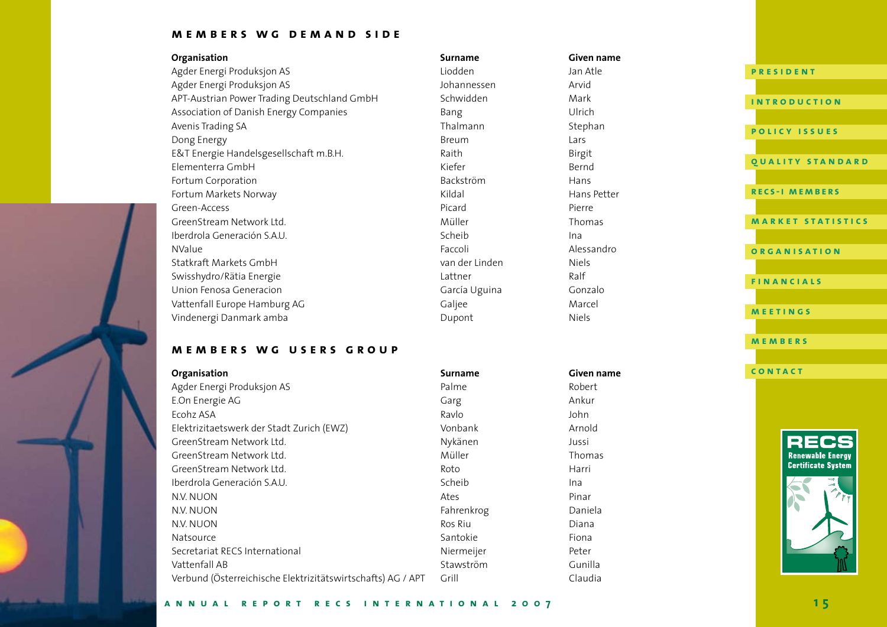## MEMBERS WG DEMAND SIDE

| Organisation | Surname | Given name |
|---|---|---|
| Agder Energi Produksjon AS | Liodden | Jan Atle |
| Agder Energi Produksjon AS | Johannessen | Arvid |
| APT-Austrian Power Trading Deutschland GmbH | Schwidden | Mark |
| Association of Danish Energy Companies | Bang | Ulrich |
| Avenis Trading SA | Thalmann | Stephan |
| Dong Energy | Breum | Lars |
| E&T Energie Handelsgesellschaft m.B.H. | Raith | Birgit |
| Elementerra GmbH | Kiefer | Bernd |
| Fortum Corporation | Backström | Hans |
| Fortum Markets Norway | Kildal | Hans Petter |
| Green-Access | Picard | Pierre |
| GreenStream Network Ltd. | Müller | Thomas |
| Iberdrola Generación S.A.U. | Scheib | Ina |
| NValue | Faccoli | Alessandro |
| Statkraft Markets GmbH | van der Linden | Niels |
| Swisshydro/Rätia Energie | Lattner | Ralf |
| Union Fenosa Generacion | García Uguina | Gonzalo |
| Vattenfall Europe Hamburg AG | Galjee | Marcel |
| Vindenergi Danmark amba | Dupont | Niels |

## MEMBERS WG USERS GROUP

| Organisation | Surname | Given name |
|---|---|---|
| Agder Energi Produksjon AS | Palme | Robert |
| E.On Energie AG | Garg | Ankur |
| Ecohz ASA | Ravlo | John |
| Elektrizitaetswerk der Stadt Zurich (EWZ) | Vonbank | Arnold |
| GreenStream Network Ltd. | Nykänen | Jussi |
| GreenStream Network Ltd. | Müller | Thomas |
| GreenStream Network Ltd. | Roto | Harri |
| Iberdrola Generación S.A.U. | Scheib | Ina |
| N.V. NUON | Ates | Pinar |
| N.V. NUON | Fahrenkrog | Daniela |
| N.V. NUON | Ros Riu | Diana |
| Natsource | Santokie | Fiona |
| Secretariat RECS International | Niermeijer | Peter |
| Vattenfall AB | Stawström | Gunilla |
| Verbund (Österreichische Elektrizitätswirtschafts) AG / APT | Grill | Claudia |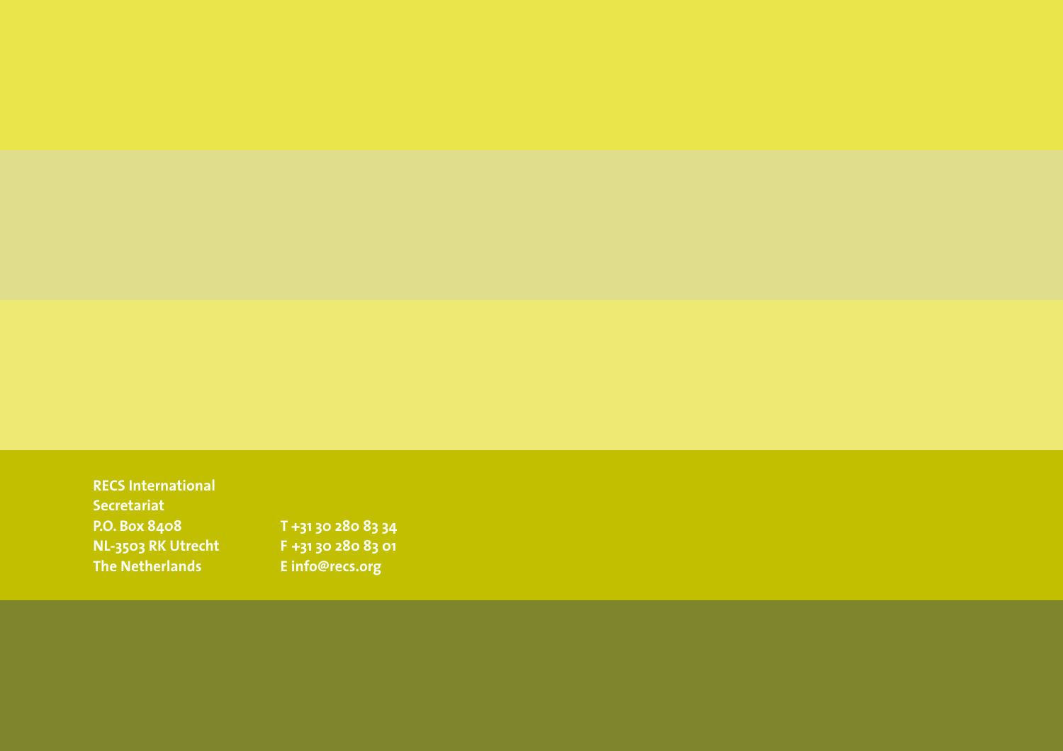**RECS International Secretariat**
**P.O. Box 8408**
**NL-3503 RK Utrecht**
**The Netherlands**

**T +31 30 280 83 34**
**F +31 30 280 83 01**
**E info@recs.org**